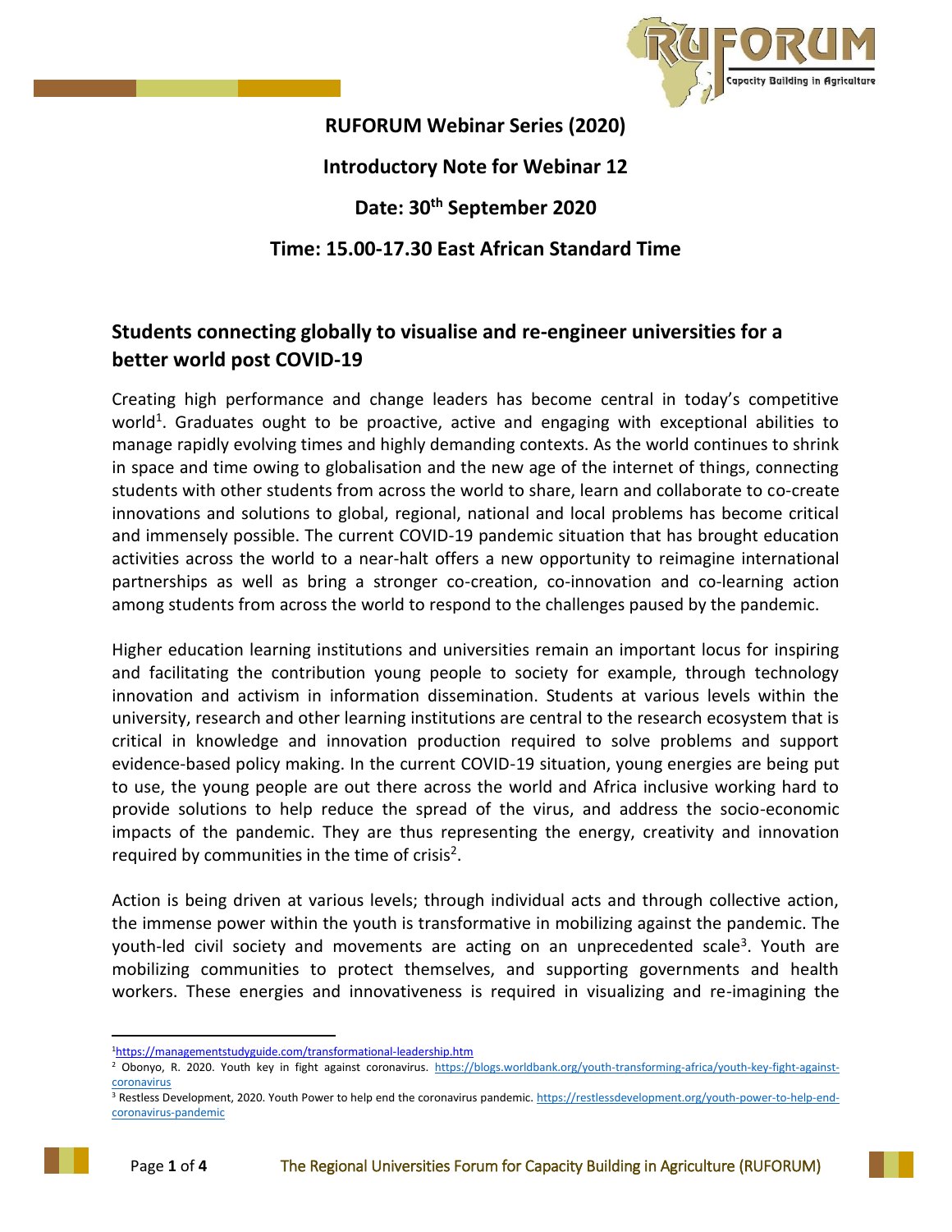**RUFORUM Webinar Series (2020)**

**Introductory Note for Webinar 12**

**Date: 30th September 2020**

**Time: 15.00-17.30 East African Standard Time**

## Students connecting globally to visualise and re-engineer universities for a better world post COVID-19

Creating high performance and change leaders has become central in today's competitive world[1]. Graduates ought to be proactive, active and engaging with exceptional abilities to manage rapidly evolving times and highly demanding contexts. As the world continues to shrink in space and time owing to globalisation and the new age of the internet of things, connecting students with other students from across the world to share, learn and collaborate to co-create innovations and solutions to global, regional, national and local problems has become critical and immensely possible. The current COVID-19 pandemic situation that has brought education activities across the world to a near-halt offers a new opportunity to reimagine international partnerships as well as bring a stronger co-creation, co-innovation and co-learning action among students from across the world to respond to the challenges paused by the pandemic.

Higher education learning institutions and universities remain an important locus for inspiring and facilitating the contribution young people to society for example, through technology innovation and activism in information dissemination. Students at various levels within the university, research and other learning institutions are central to the research ecosystem that is critical in knowledge and innovation production required to solve problems and support evidence-based policy making. In the current COVID-19 situation, young energies are being put to use, the young people are out there across the world and Africa inclusive working hard to provide solutions to help reduce the spread of the virus, and address the socio-economic impacts of the pandemic. They are thus representing the energy, creativity and innovation required by communities in the time of crisis[2].

Action is being driven at various levels; through individual acts and through collective action, the immense power within the youth is transformative in mobilizing against the pandemic. The youth-led civil society and movements are acting on an unprecedented scale[3]. Youth are mobilizing communities to protect themselves, and supporting governments and health workers. These energies and innovativeness is required in visualizing and re-imagining the

---

[1] https://managementstudyguide.com/transformational-leadership.htm

[2] Obonyo, R. 2020. Youth key in fight against coronavirus. https://blogs.worldbank.org/youth-transforming-africa/youth-key-fight-against-coronavirus

[3] Restless Development, 2020. Youth Power to help end the coronavirus pandemic. https://restlessdevelopment.org/youth-power-to-help-end-coronavirus-pandemic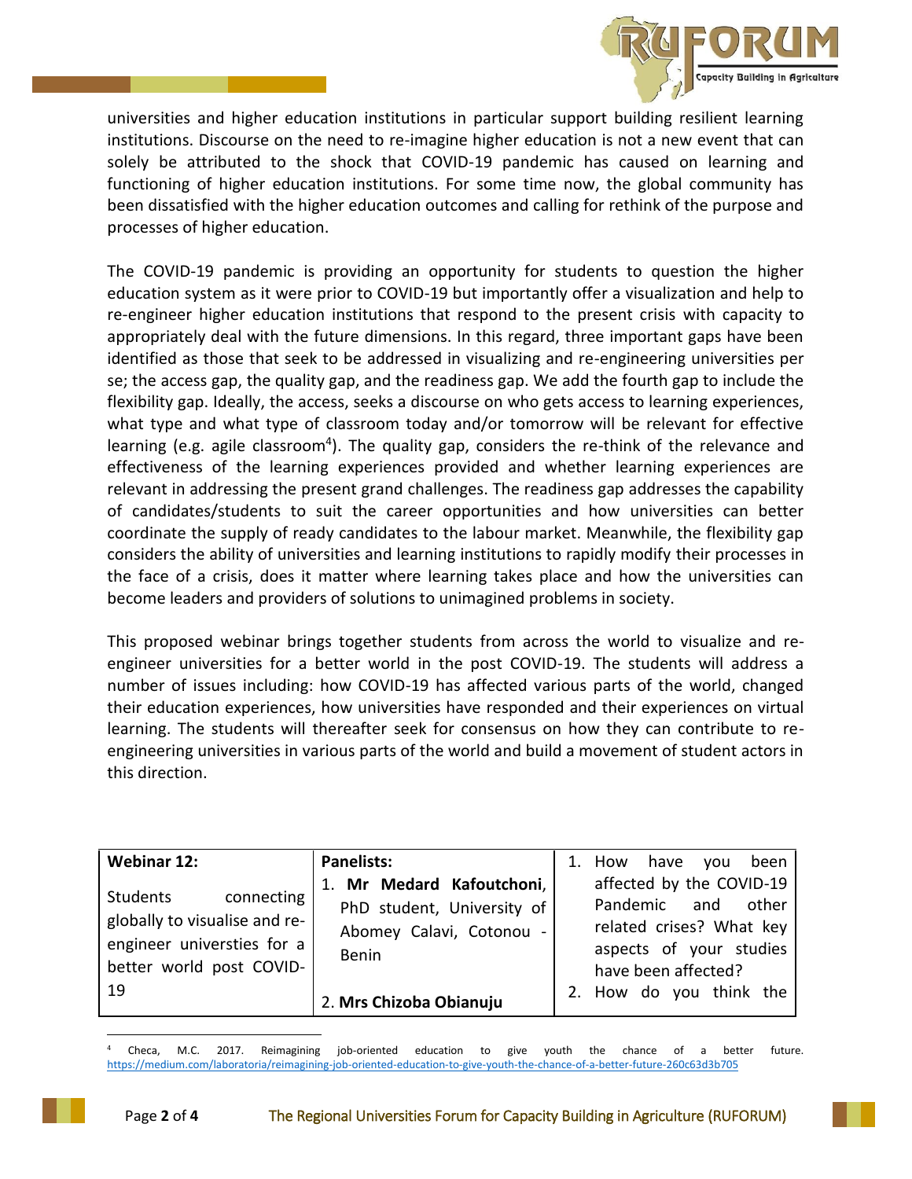universities and higher education institutions in particular support building resilient learning institutions. Discourse on the need to re-imagine higher education is not a new event that can solely be attributed to the shock that COVID-19 pandemic has caused on learning and functioning of higher education institutions. For some time now, the global community has been dissatisfied with the higher education outcomes and calling for rethink of the purpose and processes of higher education.

The COVID-19 pandemic is providing an opportunity for students to question the higher education system as it were prior to COVID-19 but importantly offer a visualization and help to re-engineer higher education institutions that respond to the present crisis with capacity to appropriately deal with the future dimensions. In this regard, three important gaps have been identified as those that seek to be addressed in visualizing and re-engineering universities per se; the access gap, the quality gap, and the readiness gap. We add the fourth gap to include the flexibility gap. Ideally, the access, seeks a discourse on who gets access to learning experiences, what type and what type of classroom today and/or tomorrow will be relevant for effective learning (e.g. agile classroom[4]). The quality gap, considers the re-think of the relevance and effectiveness of the learning experiences provided and whether learning experiences are relevant in addressing the present grand challenges. The readiness gap addresses the capability of candidates/students to suit the career opportunities and how universities can better coordinate the supply of ready candidates to the labour market. Meanwhile, the flexibility gap considers the ability of universities and learning institutions to rapidly modify their processes in the face of a crisis, does it matter where learning takes place and how the universities can become leaders and providers of solutions to unimagined problems in society.

This proposed webinar brings together students from across the world to visualize and re-engineer universities for a better world in the post COVID-19. The students will address a number of issues including: how COVID-19 has affected various parts of the world, changed their education experiences, how universities have responded and their experiences on virtual learning. The students will thereafter seek for consensus on how they can contribute to re-engineering universities in various parts of the world and build a movement of student actors in this direction.

| **Webinar 12:** Students connecting globally to visualise and re-engineer universities for a better world post COVID-19 | **Panelists:** 1. **Mr Medard Kafoutchoni**, PhD student, University of Abomey Calavi, Cotonou - Benin 2. **Mrs Chizoba Obianuju** | 1. How have you been affected by the COVID-19 Pandemic and other related crises? What key aspects of your studies have been affected? 2. How do you think the |
|---|---|---|

[4] Checa, M.C. 2017. Reimagining job-oriented education to give youth the chance of a better future. https://medium.com/laboratoria/reimagining-job-oriented-education-to-give-youth-the-chance-of-a-better-future-260c63d3b705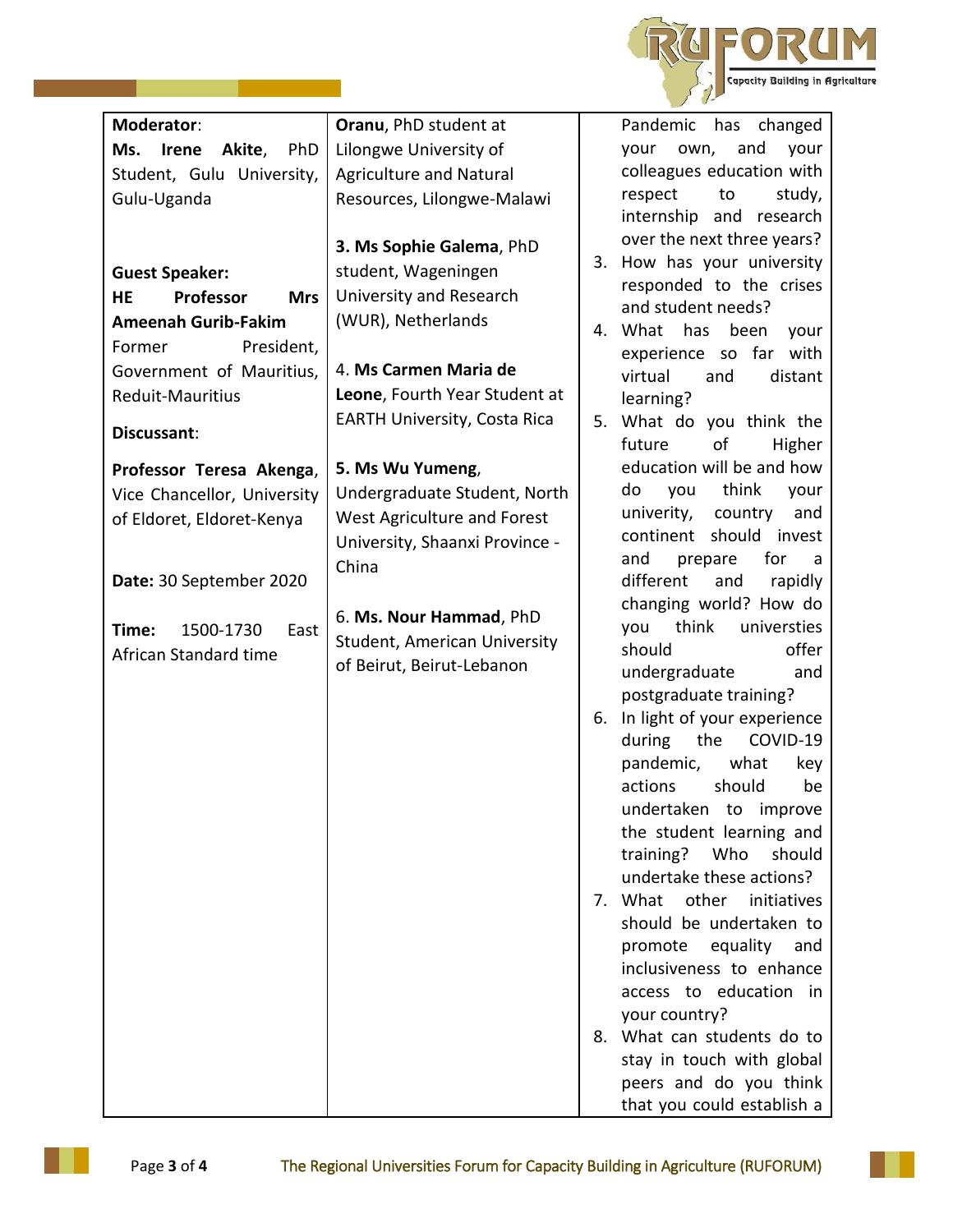**Moderator**:
**Ms. Irene Akite**, PhD Student, Gulu University, Gulu-Uganda

**Guest Speaker:**
**HE Professor Mrs Ameenah Gurib-Fakim**
Former President, Government of Mauritius, Reduit-Mauritius

**Discussant**:

**Professor Teresa Akenga**, Vice Chancellor, University of Eldoret, Eldoret-Kenya

**Date:** 30 September 2020

**Time:** 1500-1730 East African Standard time

**Oranu**, PhD student at Lilongwe University of Agriculture and Natural Resources, Lilongwe-Malawi

3. **Ms Sophie Galema**, PhD student, Wageningen University and Research (WUR), Netherlands

4. **Ms Carmen Maria de Leone**, Fourth Year Student at EARTH University, Costa Rica

5. **Ms Wu Yumeng**, Undergraduate Student, North West Agriculture and Forest University, Shaanxi Province - China

6. **Ms. Nour Hammad**, PhD Student, American University of Beirut, Beirut-Lebanon

Pandemic has changed your own, and your colleagues education with respect to study, internship and research over the next three years?

3. How has your university responded to the crises and student needs?
4. What has been your experience so far with virtual and distant learning?
5. What do you think the future of Higher education will be and how do you think your univerity, country and continent should invest and prepare for a different and rapidly changing world? How do you think universities should offer undergraduate and postgraduate training?
6. In light of your experience during the COVID-19 pandemic, what key actions should be undertaken to improve the student learning and training? Who should undertake these actions?
7. What other initiatives should be undertaken to promote equality and inclusiveness to enhance access to education in your country?
8. What can students do to stay in touch with global peers and do you think that you could establish a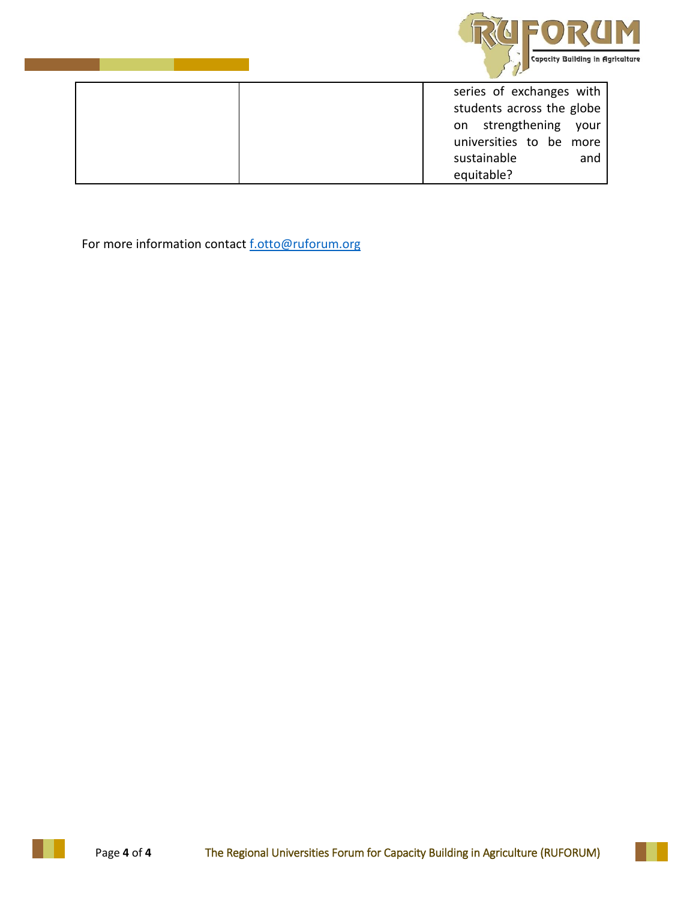| | | |
|---|---|---|
| | | series of exchanges with students across the globe on strengthening your universities to be more sustainable and equitable? |

For more information contact [f.otto@ruforum.org](mailto:f.otto@ruforum.org)